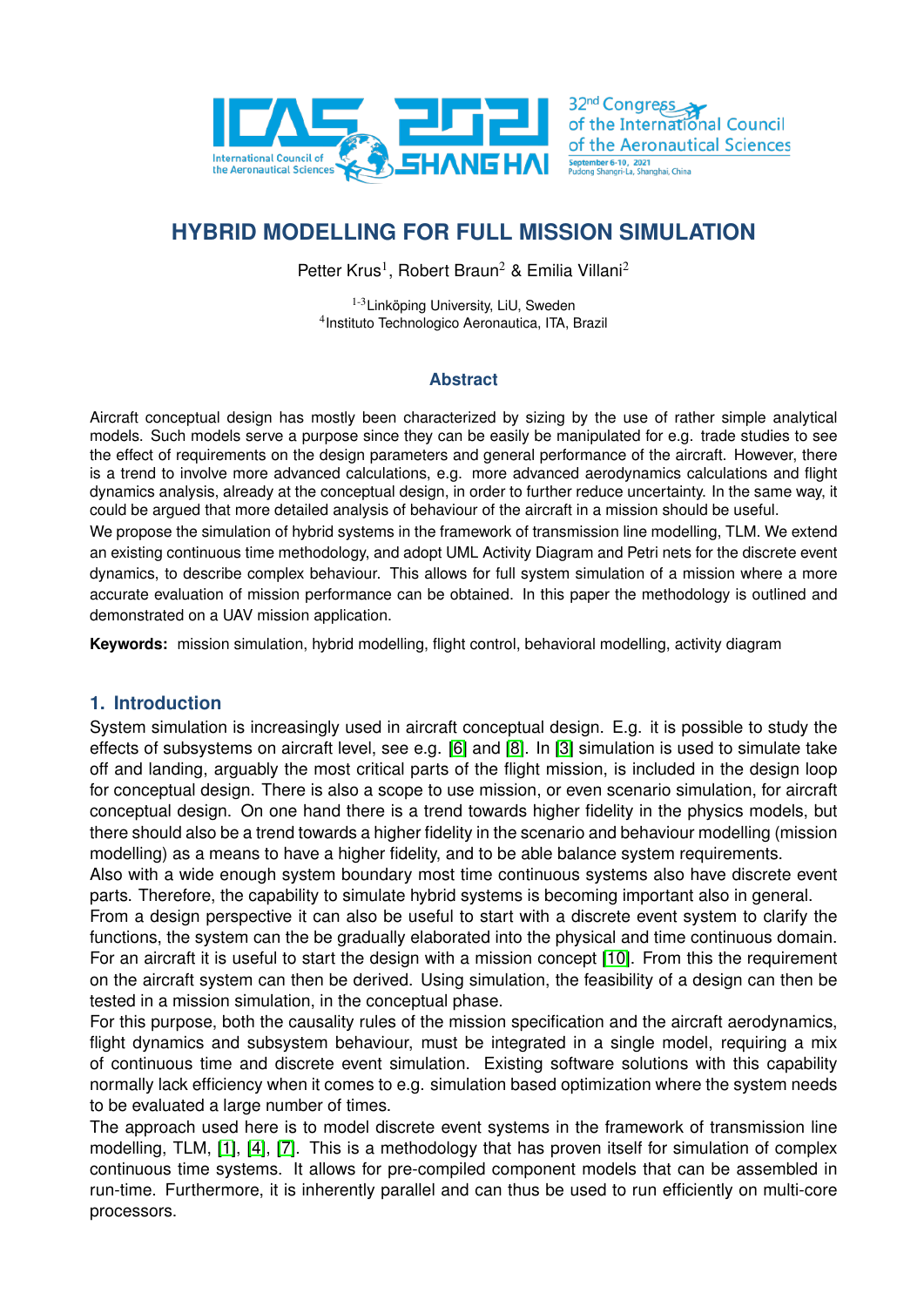# HYBRID MODELLING FOR FULL MISSION SIMULATION

Petter Krus[1], Robert Braun[2] & Emilia Villani[2]

[1-3]Linköping University, LiU, Sweden
[4]Instituto Technologico Aeronautica, ITA, Brazil

## Abstract

Aircraft conceptual design has mostly been characterized by sizing by the use of rather simple analytical models. Such models serve a purpose since they can be easily be manipulated for e.g. trade studies to see the effect of requirements on the design parameters and general performance of the aircraft. However, there is a trend to involve more advanced calculations, e.g. more advanced aerodynamics calculations and flight dynamics analysis, already at the conceptual design, in order to further reduce uncertainty. In the same way, it could be argued that more detailed analysis of behaviour of the aircraft in a mission should be useful.

We propose the simulation of hybrid systems in the framework of transmission line modelling, TLM. We extend an existing continuous time methodology, and adopt UML Activity Diagram and Petri nets for the discrete event dynamics, to describe complex behaviour. This allows for full system simulation of a mission where a more accurate evaluation of mission performance can be obtained. In this paper the methodology is outlined and demonstrated on a UAV mission application.

**Keywords:** mission simulation, hybrid modelling, flight control, behavioral modelling, activity diagram

## 1. Introduction

System simulation is increasingly used in aircraft conceptual design. E.g. it is possible to study the effects of subsystems on aircraft level, see e.g. [6] and [8]. In [3] simulation is used to simulate take off and landing, arguably the most critical parts of the flight mission, is included in the design loop for conceptual design. There is also a scope to use mission, or even scenario simulation, for aircraft conceptual design. On one hand there is a trend towards higher fidelity in the physics models, but there should also be a trend towards a higher fidelity in the scenario and behaviour modelling (mission modelling) as a means to have a higher fidelity, and to be able balance system requirements.

Also with a wide enough system boundary most time continuous systems also have discrete event parts. Therefore, the capability to simulate hybrid systems is becoming important also in general.

From a design perspective it can also be useful to start with a discrete event system to clarify the functions, the system can the be gradually elaborated into the physical and time continuous domain. For an aircraft it is useful to start the design with a mission concept [10]. From this the requirement on the aircraft system can then be derived. Using simulation, the feasibility of a design can then be tested in a mission simulation, in the conceptual phase.

For this purpose, both the causality rules of the mission specification and the aircraft aerodynamics, flight dynamics and subsystem behaviour, must be integrated in a single model, requiring a mix of continuous time and discrete event simulation. Existing software solutions with this capability normally lack efficiency when it comes to e.g. simulation based optimization where the system needs to be evaluated a large number of times.

The approach used here is to model discrete event systems in the framework of transmission line modelling, TLM, [1], [4], [7]. This is a methodology that has proven itself for simulation of complex continuous time systems. It allows for pre-compiled component models that can be assembled in run-time. Furthermore, it is inherently parallel and can thus be used to run efficiently on multi-core processors.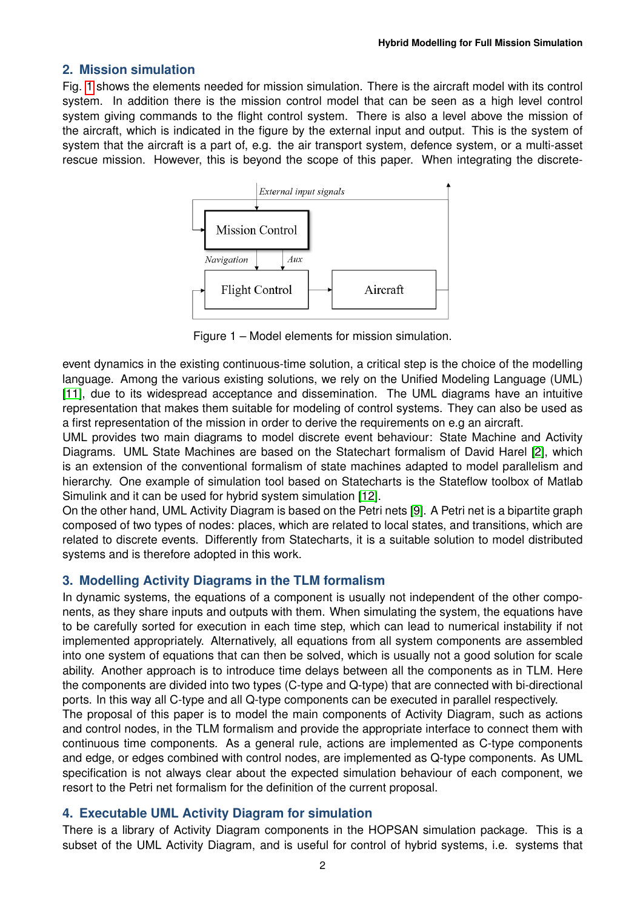## 2. Mission simulation

Fig. 1 shows the elements needed for mission simulation. There is the aircraft model with its control system. In addition there is the mission control model that can be seen as a high level control system giving commands to the flight control system. There is also a level above the mission of the aircraft, which is indicated in the figure by the external input and output. This is the system of system that the aircraft is a part of, e.g. the air transport system, defence system, or a multi-asset rescue mission. However, this is beyond the scope of this paper. When integrating the discrete-

External input signals
Mission Control
Navigation
Aux
Flight Control
Aircraft

Figure 1 – Model elements for mission simulation.

event dynamics in the existing continuous-time solution, a critical step is the choice of the modelling language. Among the various existing solutions, we rely on the Unified Modeling Language (UML) [11], due to its widespread acceptance and dissemination. The UML diagrams have an intuitive representation that makes them suitable for modeling of control systems. They can also be used as a first representation of the mission in order to derive the requirements on e.g an aircraft.

UML provides two main diagrams to model discrete event behaviour: State Machine and Activity Diagrams. UML State Machines are based on the Statechart formalism of David Harel [2], which is an extension of the conventional formalism of state machines adapted to model parallelism and hierarchy. One example of simulation tool based on Statecharts is the Stateflow toolbox of Matlab Simulink and it can be used for hybrid system simulation [12].

On the other hand, UML Activity Diagram is based on the Petri nets [9]. A Petri net is a bipartite graph composed of two types of nodes: places, which are related to local states, and transitions, which are related to discrete events. Differently from Statecharts, it is a suitable solution to model distributed systems and is therefore adopted in this work.

## 3. Modelling Activity Diagrams in the TLM formalism

In dynamic systems, the equations of a component is usually not independent of the other components, as they share inputs and outputs with them. When simulating the system, the equations have to be carefully sorted for execution in each time step, which can lead to numerical instability if not implemented appropriately. Alternatively, all equations from all system components are assembled into one system of equations that can then be solved, which is usually not a good solution for scale ability. Another approach is to introduce time delays between all the components as in TLM. Here the components are divided into two types (C-type and Q-type) that are connected with bi-directional ports. In this way all C-type and all Q-type components can be executed in parallel respectively.

The proposal of this paper is to model the main components of Activity Diagram, such as actions and control nodes, in the TLM formalism and provide the appropriate interface to connect them with continuous time components. As a general rule, actions are implemented as C-type components and edge, or edges combined with control nodes, are implemented as Q-type components. As UML specification is not always clear about the expected simulation behaviour of each component, we resort to the Petri net formalism for the definition of the current proposal.

## 4. Executable UML Activity Diagram for simulation

There is a library of Activity Diagram components in the HOPSAN simulation package. This is a subset of the UML Activity Diagram, and is useful for control of hybrid systems, i.e. systems that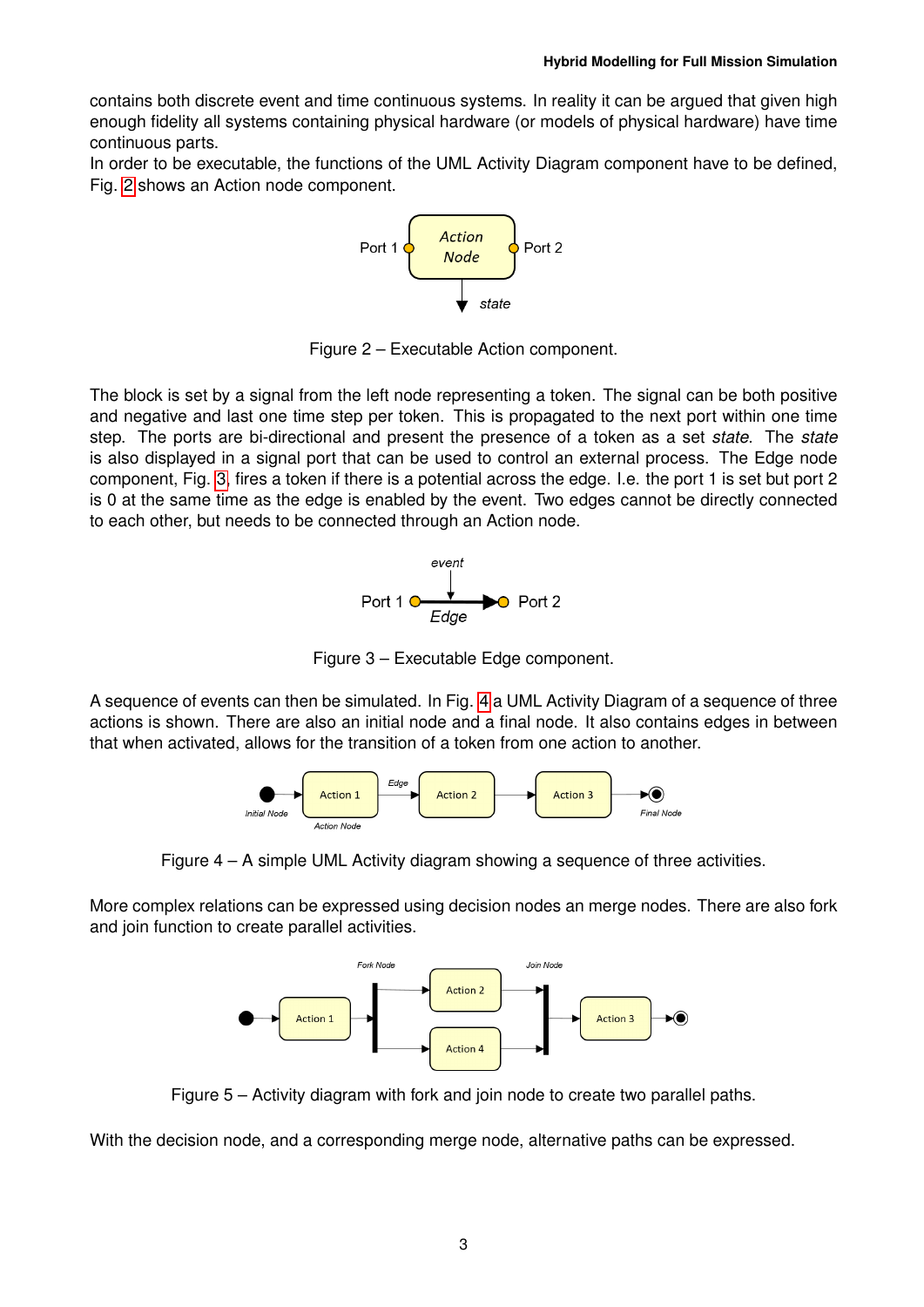contains both discrete event and time continuous systems. In reality it can be argued that given high enough fidelity all systems containing physical hardware (or models of physical hardware) have time continuous parts.
In order to be executable, the functions of the UML Activity Diagram component have to be defined, Fig. 2 shows an Action node component.

Port 1
Action Node
Port 2
state

Figure 2 – Executable Action component.

The block is set by a signal from the left node representing a token. The signal can be both positive and negative and last one time step per token. This is propagated to the next port within one time step. The ports are bi-directional and present the presence of a token as a set *state*. The *state* is also displayed in a signal port that can be used to control an external process. The Edge node component, Fig. 3, fires a token if there is a potential across the edge. I.e. the port 1 is set but port 2 is 0 at the same time as the edge is enabled by the event. Two edges cannot be directly connected to each other, but needs to be connected through an Action node.

event
Port 1
Edge
Port 2

Figure 3 – Executable Edge component.

A sequence of events can then be simulated. In Fig. 4 a UML Activity Diagram of a sequence of three actions is shown. There are also an initial node and a final node. It also contains edges in between that when activated, allows for the transition of a token from one action to another.

Initial Node
Action 1
Action Node
Edge
Action 2
Action 3
Final Node

Figure 4 – A simple UML Activity diagram showing a sequence of three activities.

More complex relations can be expressed using decision nodes an merge nodes. There are also fork and join function to create parallel activities.

Fork Node
Join Node
Action 1
Action 2
Action 4
Action 3

Figure 5 – Activity diagram with fork and join node to create two parallel paths.

With the decision node, and a corresponding merge node, alternative paths can be expressed.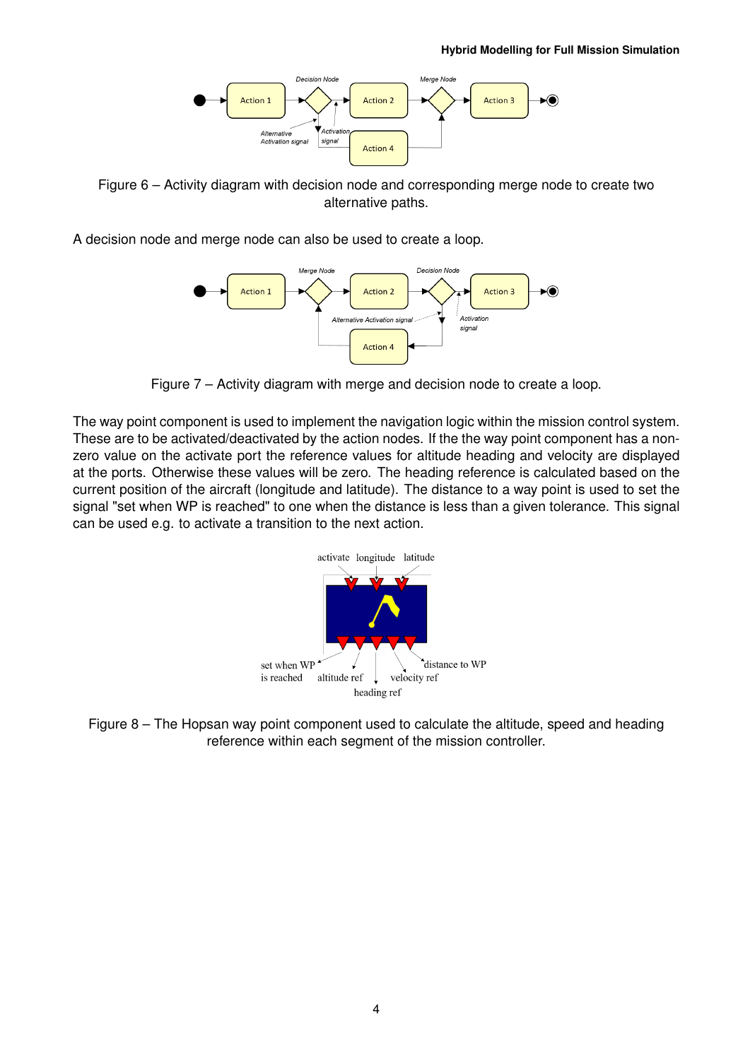Decision Node

Merge Node

Action 1

Action 2

Action 3

Action 4

Alternative Activation signal

Activation signal

Figure 6 – Activity diagram with decision node and corresponding merge node to create two alternative paths.

A decision node and merge node can also be used to create a loop.

Merge Node

Decision Node

Action 1

Action 2

Action 3

Action 4

Alternative Activation signal

Activation signal

Figure 7 – Activity diagram with merge and decision node to create a loop.

The way point component is used to implement the navigation logic within the mission control system. These are to be activated/deactivated by the action nodes. If the the way point component has a non-zero value on the activate port the reference values for altitude heading and velocity are displayed at the ports. Otherwise these values will be zero. The heading reference is calculated based on the current position of the aircraft (longitude and latitude). The distance to a way point is used to set the signal "set when WP is reached" to one when the distance is less than a given tolerance. This signal can be used e.g. to activate a transition to the next action.

activate

longitude

latitude

set when WP is reached

altitude ref

heading ref

velocity ref

distance to WP

Figure 8 – The Hopsan way point component used to calculate the altitude, speed and heading reference within each segment of the mission controller.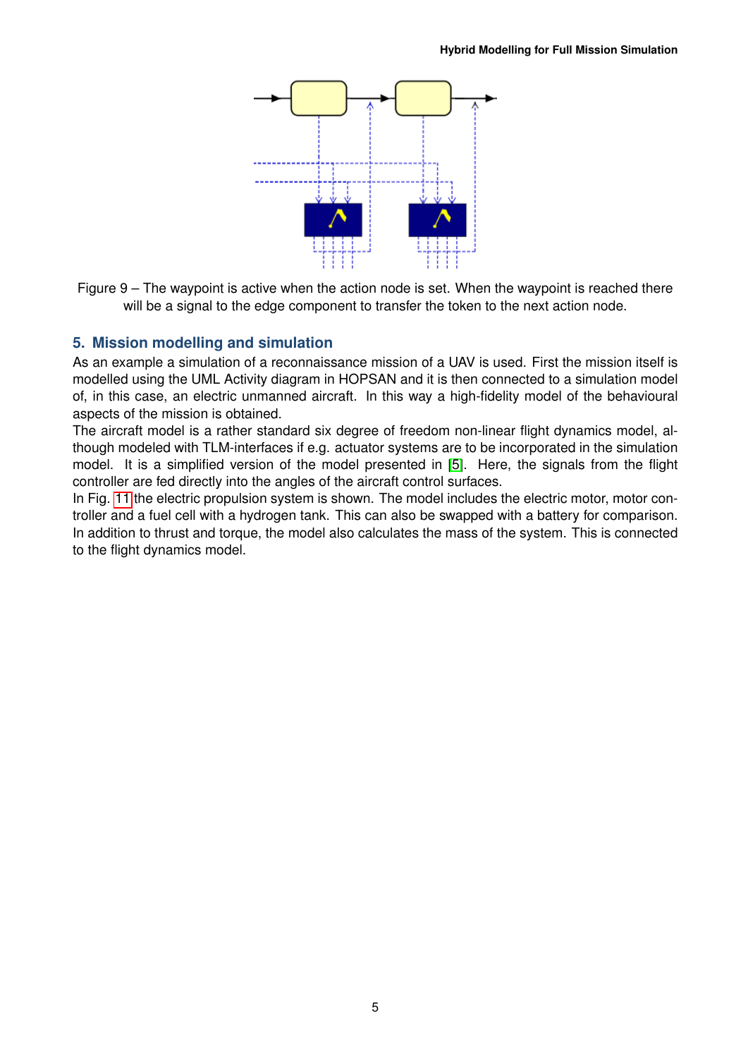Figure 9 – The waypoint is active when the action node is set. When the waypoint is reached there will be a signal to the edge component to transfer the token to the next action node.

## 5. Mission modelling and simulation

As an example a simulation of a reconnaissance mission of a UAV is used. First the mission itself is modelled using the UML Activity diagram in HOPSAN and it is then connected to a simulation model of, in this case, an electric unmanned aircraft. In this way a high-fidelity model of the behavioural aspects of the mission is obtained.

The aircraft model is a rather standard six degree of freedom non-linear flight dynamics model, although modeled with TLM-interfaces if e.g. actuator systems are to be incorporated in the simulation model. It is a simplified version of the model presented in [5]. Here, the signals from the flight controller are fed directly into the angles of the aircraft control surfaces.

In Fig. 11 the electric propulsion system is shown. The model includes the electric motor, motor controller and a fuel cell with a hydrogen tank. This can also be swapped with a battery for comparison. In addition to thrust and torque, the model also calculates the mass of the system. This is connected to the flight dynamics model.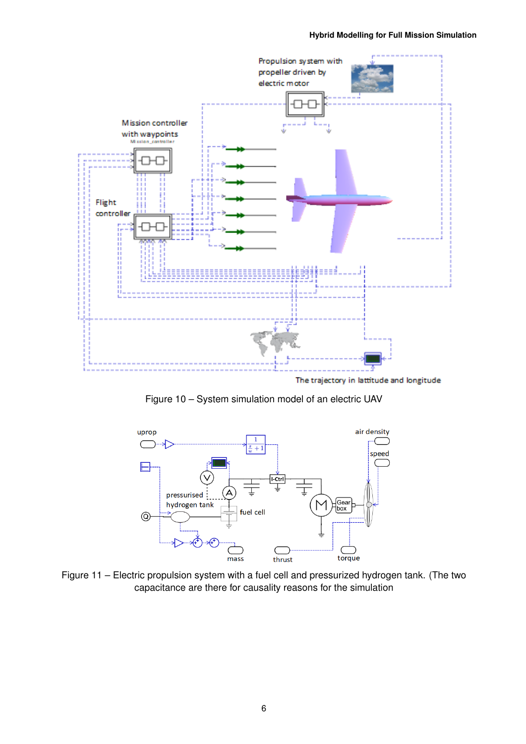Propulsion system with propeller driven by electric motor

Mission controller with waypoints

Mission_controller

Flight controller

The trajectory in lattitude and longitude

Figure 10 – System simulation model of an electric UAV

uprop

air density

speed

pressurised hydrogen tank

fuel cell

I-Ctrl

Gear box

mass

thrust

torque

Figure 11 – Electric propulsion system with a fuel cell and pressurized hydrogen tank. (The two capacitance are there for causality reasons for the simulation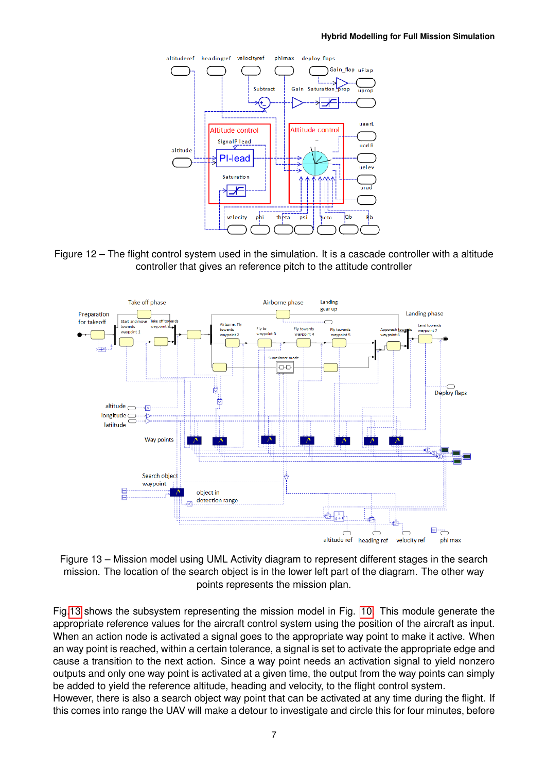altituderef headingref velocityref phimax deploy_flaps

Gain_flap uFlap

Subtract Gain Saturation prop uprop

Altitude control

SignalPIlead

PI-lead

Saturation

altitude

Attitude control

uaerL

uarlR

uelev

urud

velocity phi theta psi beta Qb Rb

Figure 12 – The flight control system used in the simulation. It is a cascade controller with a altitude controller that gives an reference pitch to the attitude controller

Take off phase Airborne phase Landing gear up Landing phase

Preparation for takeoff

Start and move towards waypoint 1 Take off towards waypoint 2

Airborne. Fly towards waypoint 2 Fly to waypoint 3 Fly towards waypoint 4 Fly towards waypoint 5 Approach towards waypoint 6 Land towards waypoint 7

Surveillance mode

Deploy flaps

altitude longitude latitude

Way points

Search object waypoint

object in detection range

altitude ref heading ref velocity ref phimax

Figure 13 – Mission model using UML Activity diagram to represent different stages in the search mission. The location of the search object is in the lower left part of the diagram. The other way points represents the mission plan.

Fig.13 shows the subsystem representing the mission model in Fig. 10. This module generate the appropriate reference values for the aircraft control system using the position of the aircraft as input. When an action node is activated a signal goes to the appropriate way point to make it active. When an way point is reached, within a certain tolerance, a signal is set to activate the appropriate edge and cause a transition to the next action. Since a way point needs an activation signal to yield nonzero outputs and only one way point is activated at a given time, the output from the way points can simply be added to yield the reference altitude, heading and velocity, to the flight control system.
However, there is also a search object way point that can be activated at any time during the flight. If this comes into range the UAV will make a detour to investigate and circle this for four minutes, before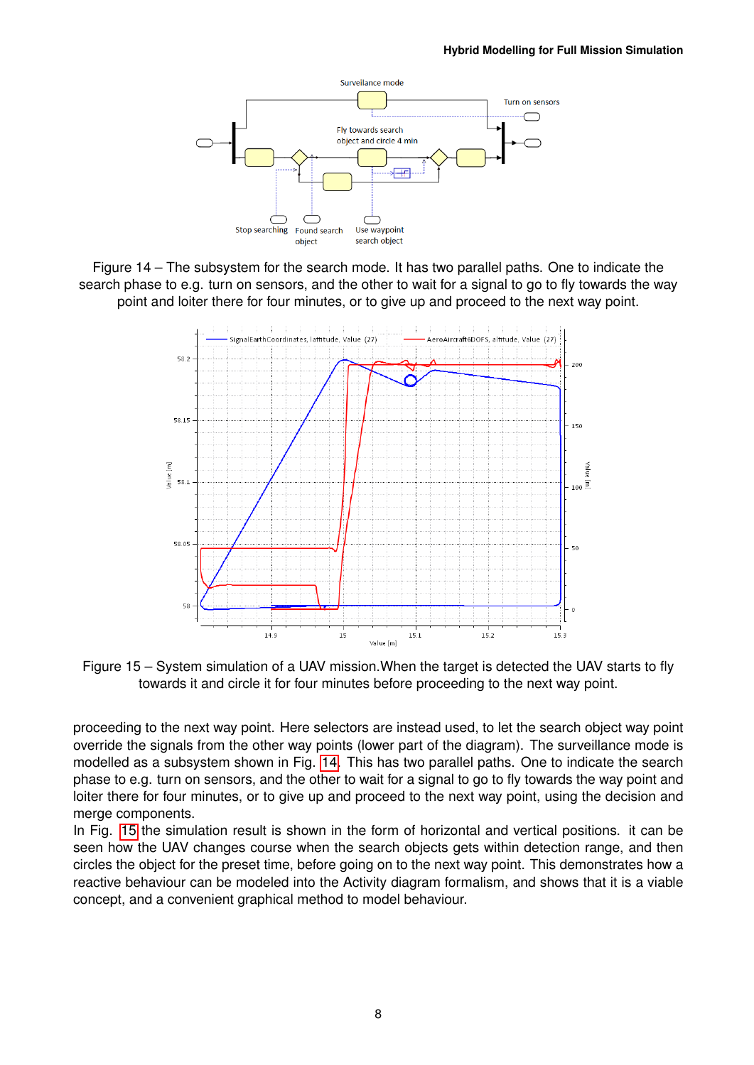Surveilance mode

Turn on sensors

Fly towards search object and circle 4 min

Stop searching

Found search object

Use waypoint search object

Figure 14 – The subsystem for the search mode. It has two parallel paths. One to indicate the search phase to e.g. turn on sensors, and the other to wait for a signal to go to fly towards the way point and loiter there for four minutes, or to give up and proceed to the next way point.

SignalEarthCoordinates, latitude, Value (27)

AeroAircraft6DOFS, altitude, Value (27)

58.2

58.15

58.1

58.05

58

Value [m]

200

150

100

50

0

Value [m]

14.9

15

15.1

15.2

15.3

Value [m]

Figure 15 – System simulation of a UAV mission.When the target is detected the UAV starts to fly towards it and circle it for four minutes before proceeding to the next way point.

proceeding to the next way point. Here selectors are instead used, to let the search object way point override the signals from the other way points (lower part of the diagram). The surveillance mode is modelled as a subsystem shown in Fig. 14. This has two parallel paths. One to indicate the search phase to e.g. turn on sensors, and the other to wait for a signal to go to fly towards the way point and loiter there for four minutes, or to give up and proceed to the next way point, using the decision and merge components.

In Fig. 15 the simulation result is shown in the form of horizontal and vertical positions. it can be seen how the UAV changes course when the search objects gets within detection range, and then circles the object for the preset time, before going on to the next way point. This demonstrates how a reactive behaviour can be modeled into the Activity diagram formalism, and shows that it is a viable concept, and a convenient graphical method to model behaviour.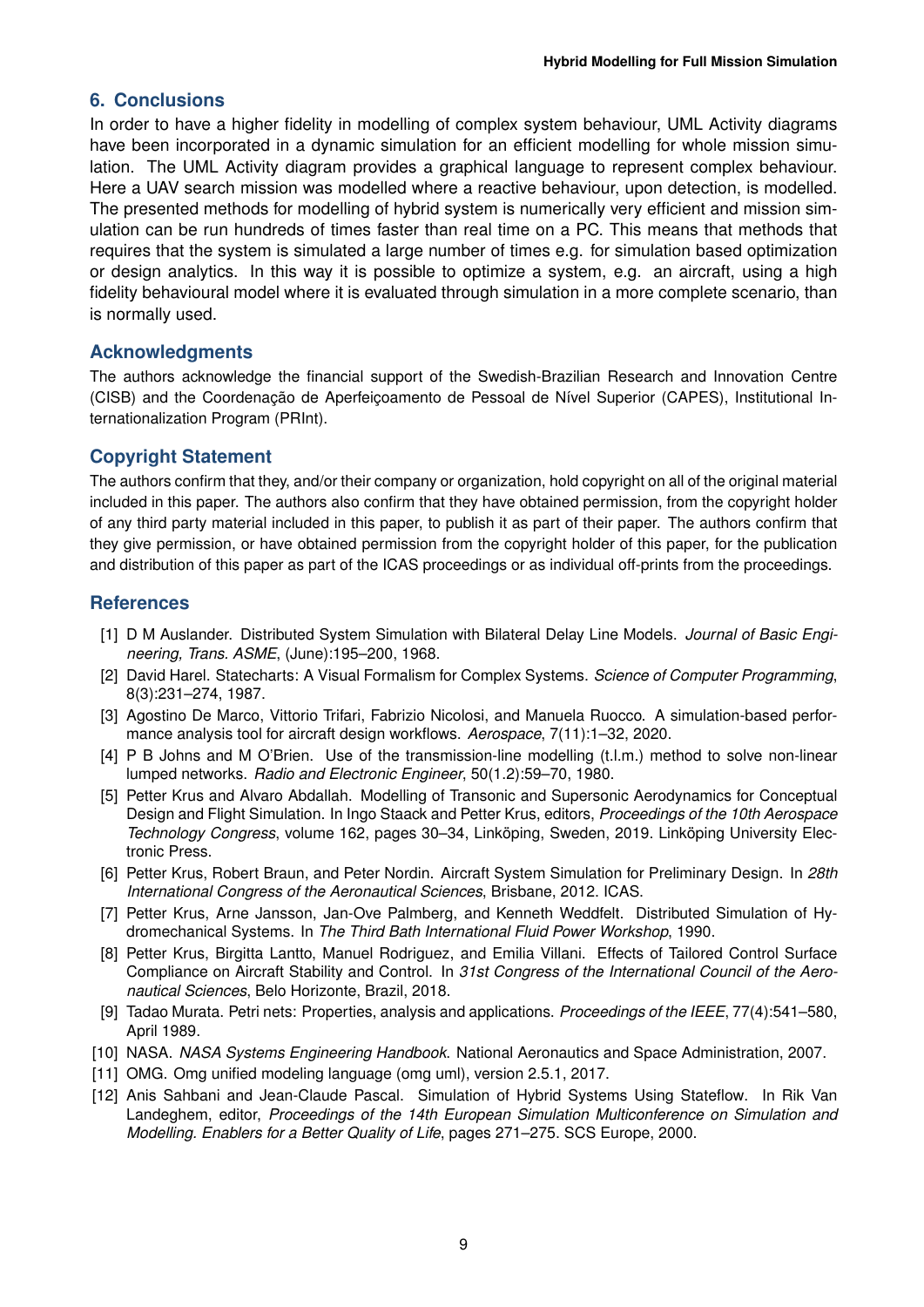## 6. Conclusions

In order to have a higher fidelity in modelling of complex system behaviour, UML Activity diagrams have been incorporated in a dynamic simulation for an efficient modelling for whole mission simulation. The UML Activity diagram provides a graphical language to represent complex behaviour. Here a UAV search mission was modelled where a reactive behaviour, upon detection, is modelled. The presented methods for modelling of hybrid system is numerically very efficient and mission simulation can be run hundreds of times faster than real time on a PC. This means that methods that requires that the system is simulated a large number of times e.g. for simulation based optimization or design analytics. In this way it is possible to optimize a system, e.g. an aircraft, using a high fidelity behavioural model where it is evaluated through simulation in a more complete scenario, than is normally used.

## Acknowledgments

The authors acknowledge the financial support of the Swedish-Brazilian Research and Innovation Centre (CISB) and the Coordenação de Aperfeiçoamento de Pessoal de Nível Superior (CAPES), Institutional Internationalization Program (PRInt).

## Copyright Statement

The authors confirm that they, and/or their company or organization, hold copyright on all of the original material included in this paper. The authors also confirm that they have obtained permission, from the copyright holder of any third party material included in this paper, to publish it as part of their paper. The authors confirm that they give permission, or have obtained permission from the copyright holder of this paper, for the publication and distribution of this paper as part of the ICAS proceedings or as individual off-prints from the proceedings.

## References

[1] D M Auslander. Distributed System Simulation with Bilateral Delay Line Models. *Journal of Basic Engineering, Trans. ASME*, (June):195–200, 1968.

[2] David Harel. Statecharts: A Visual Formalism for Complex Systems. *Science of Computer Programming*, 8(3):231–274, 1987.

[3] Agostino De Marco, Vittorio Trifari, Fabrizio Nicolosi, and Manuela Ruocco. A simulation-based performance analysis tool for aircraft design workflows. *Aerospace*, 7(11):1–32, 2020.

[4] P B Johns and M O'Brien. Use of the transmission-line modelling (t.l.m.) method to solve non-linear lumped networks. *Radio and Electronic Engineer*, 50(1.2):59–70, 1980.

[5] Petter Krus and Alvaro Abdallah. Modelling of Transonic and Supersonic Aerodynamics for Conceptual Design and Flight Simulation. In Ingo Staack and Petter Krus, editors, *Proceedings of the 10th Aerospace Technology Congress*, volume 162, pages 30–34, Linköping, Sweden, 2019. Linköping University Electronic Press.

[6] Petter Krus, Robert Braun, and Peter Nordin. Aircraft System Simulation for Preliminary Design. In *28th International Congress of the Aeronautical Sciences*, Brisbane, 2012. ICAS.

[7] Petter Krus, Arne Jansson, Jan-Ove Palmberg, and Kenneth Weddfelt. Distributed Simulation of Hydromechanical Systems. In *The Third Bath International Fluid Power Workshop*, 1990.

[8] Petter Krus, Birgitta Lantto, Manuel Rodriguez, and Emilia Villani. Effects of Tailored Control Surface Compliance on Aircraft Stability and Control. In *31st Congress of the International Council of the Aeronautical Sciences*, Belo Horizonte, Brazil, 2018.

[9] Tadao Murata. Petri nets: Properties, analysis and applications. *Proceedings of the IEEE*, 77(4):541–580, April 1989.

[10] NASA. *NASA Systems Engineering Handbook.* National Aeronautics and Space Administration, 2007.

[11] OMG. Omg unified modeling language (omg uml), version 2.5.1, 2017.

[12] Anis Sahbani and Jean-Claude Pascal. Simulation of Hybrid Systems Using Stateflow. In Rik Van Landeghem, editor, *Proceedings of the 14th European Simulation Multiconference on Simulation and Modelling. Enablers for a Better Quality of Life*, pages 271–275. SCS Europe, 2000.